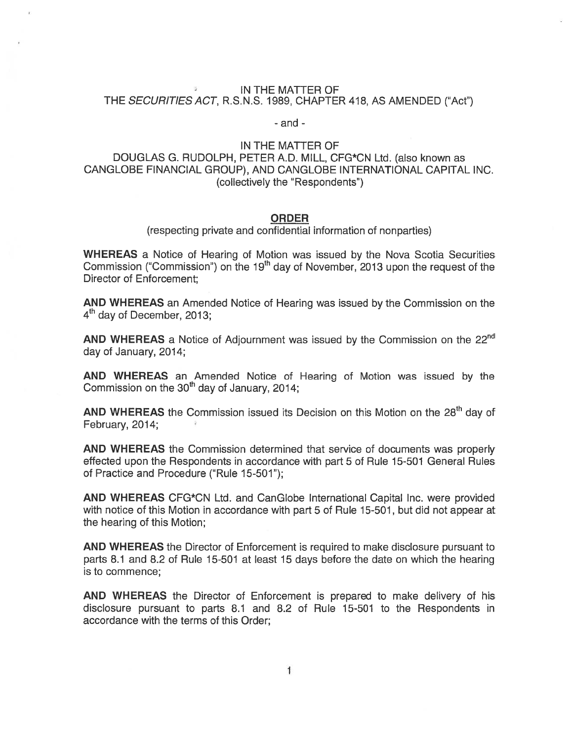IN THE MATTER OF
THE *SECURITIES ACT*, R.S.N.S. 1989, CHAPTER 418, AS AMENDED ("Act")

- and -

IN THE MATTER OF
DOUGLAS G. RUDOLPH, PETER A.D. MILL, CFG*CN Ltd. (also known as CANGLOBE FINANCIAL GROUP), AND CANGLOBE INTERNATIONAL CAPITAL INC.
(collectively the "Respondents")

# ORDER

(respecting private and confidential information of nonparties)

**WHEREAS** a Notice of Hearing of Motion was issued by the Nova Scotia Securities Commission ("Commission") on the 19th day of November, 2013 upon the request of the Director of Enforcement;

**AND WHEREAS** an Amended Notice of Hearing was issued by the Commission on the 4th day of December, 2013;

**AND WHEREAS** a Notice of Adjournment was issued by the Commission on the 22nd day of January, 2014;

**AND WHEREAS** an Amended Notice of Hearing of Motion was issued by the Commission on the 30th day of January, 2014;

**AND WHEREAS** the Commission issued its Decision on this Motion on the 28th day of February, 2014;

**AND WHEREAS** the Commission determined that service of documents was properly effected upon the Respondents in accordance with part 5 of Rule 15-501 General Rules of Practice and Procedure ("Rule 15-501");

**AND WHEREAS** CFG*CN Ltd. and CanGlobe International Capital Inc. were provided with notice of this Motion in accordance with part 5 of Rule 15-501, but did not appear at the hearing of this Motion;

**AND WHEREAS** the Director of Enforcement is required to make disclosure pursuant to parts 8.1 and 8.2 of Rule 15-501 at least 15 days before the date on which the hearing is to commence;

**AND WHEREAS** the Director of Enforcement is prepared to make delivery of his disclosure pursuant to parts 8.1 and 8.2 of Rule 15-501 to the Respondents in accordance with the terms of this Order;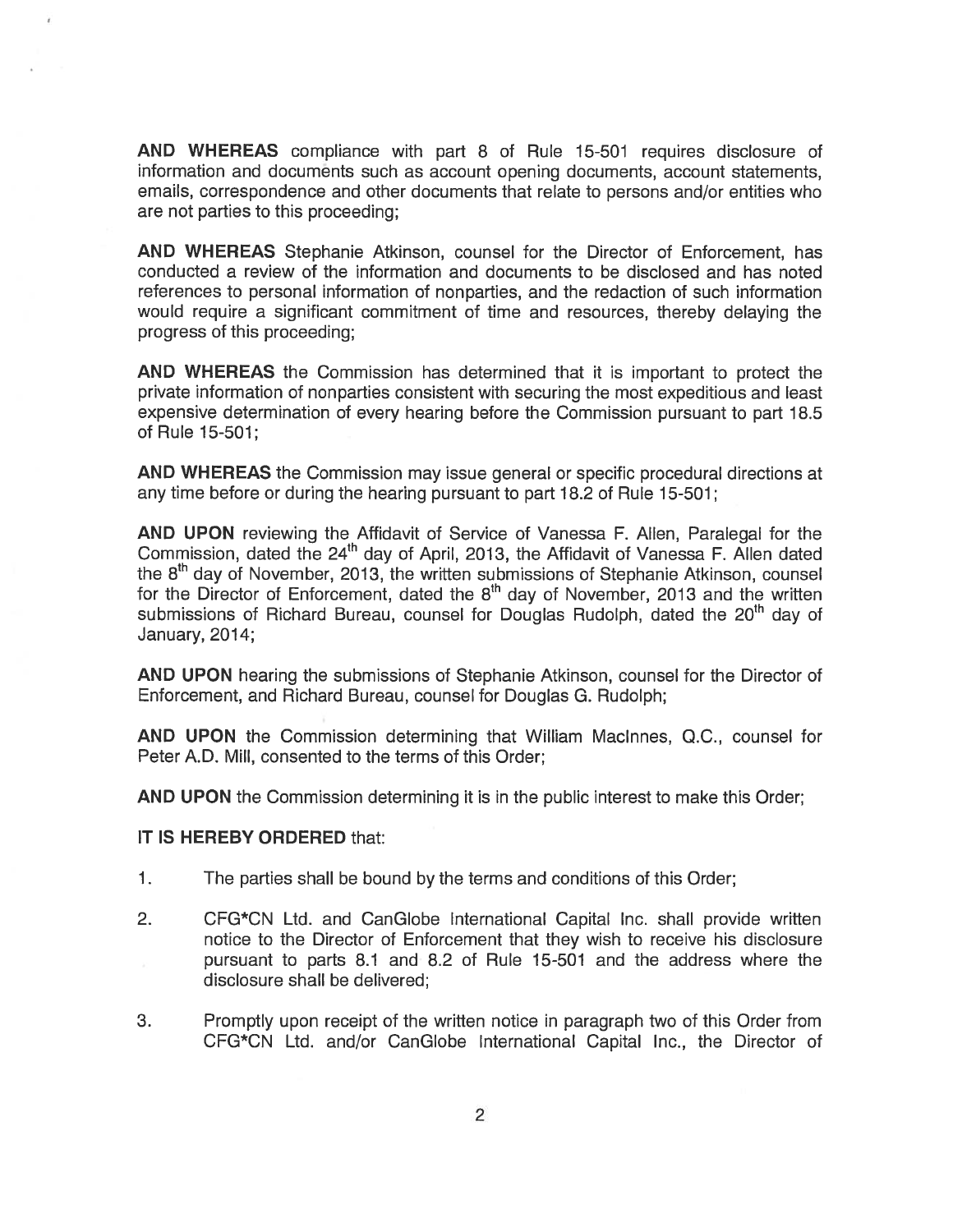**AND WHEREAS** compliance with part 8 of Rule 15-501 requires disclosure of information and documents such as account opening documents, account statements, emails, correspondence and other documents that relate to persons and/or entities who are not parties to this proceeding;

**AND WHEREAS** Stephanie Atkinson, counsel for the Director of Enforcement, has conducted a review of the information and documents to be disclosed and has noted references to personal information of nonparties, and the redaction of such information would require a significant commitment of time and resources, thereby delaying the progress of this proceeding;

**AND WHEREAS** the Commission has determined that it is important to protect the private information of nonparties consistent with securing the most expeditious and least expensive determination of every hearing before the Commission pursuant to part 18.5 of Rule 15-501;

**AND WHEREAS** the Commission may issue general or specific procedural directions at any time before or during the hearing pursuant to part 18.2 of Rule 15-501;

**AND UPON** reviewing the Affidavit of Service of Vanessa F. Allen, Paralegal for the Commission, dated the 24th day of April, 2013, the Affidavit of Vanessa F. Allen dated the 8th day of November, 2013, the written submissions of Stephanie Atkinson, counsel for the Director of Enforcement, dated the 8th day of November, 2013 and the written submissions of Richard Bureau, counsel for Douglas Rudolph, dated the 20th day of January, 2014;

**AND UPON** hearing the submissions of Stephanie Atkinson, counsel for the Director of Enforcement, and Richard Bureau, counsel for Douglas G. Rudolph;

**AND UPON** the Commission determining that William MacInnes, Q.C., counsel for Peter A.D. Mill, consented to the terms of this Order;

**AND UPON** the Commission determining it is in the public interest to make this Order;

**IT IS HEREBY ORDERED** that:

1. The parties shall be bound by the terms and conditions of this Order;

2. CFG*CN Ltd. and CanGlobe International Capital Inc. shall provide written notice to the Director of Enforcement that they wish to receive his disclosure pursuant to parts 8.1 and 8.2 of Rule 15-501 and the address where the disclosure shall be delivered;

3. Promptly upon receipt of the written notice in paragraph two of this Order from CFG*CN Ltd. and/or CanGlobe International Capital Inc., the Director of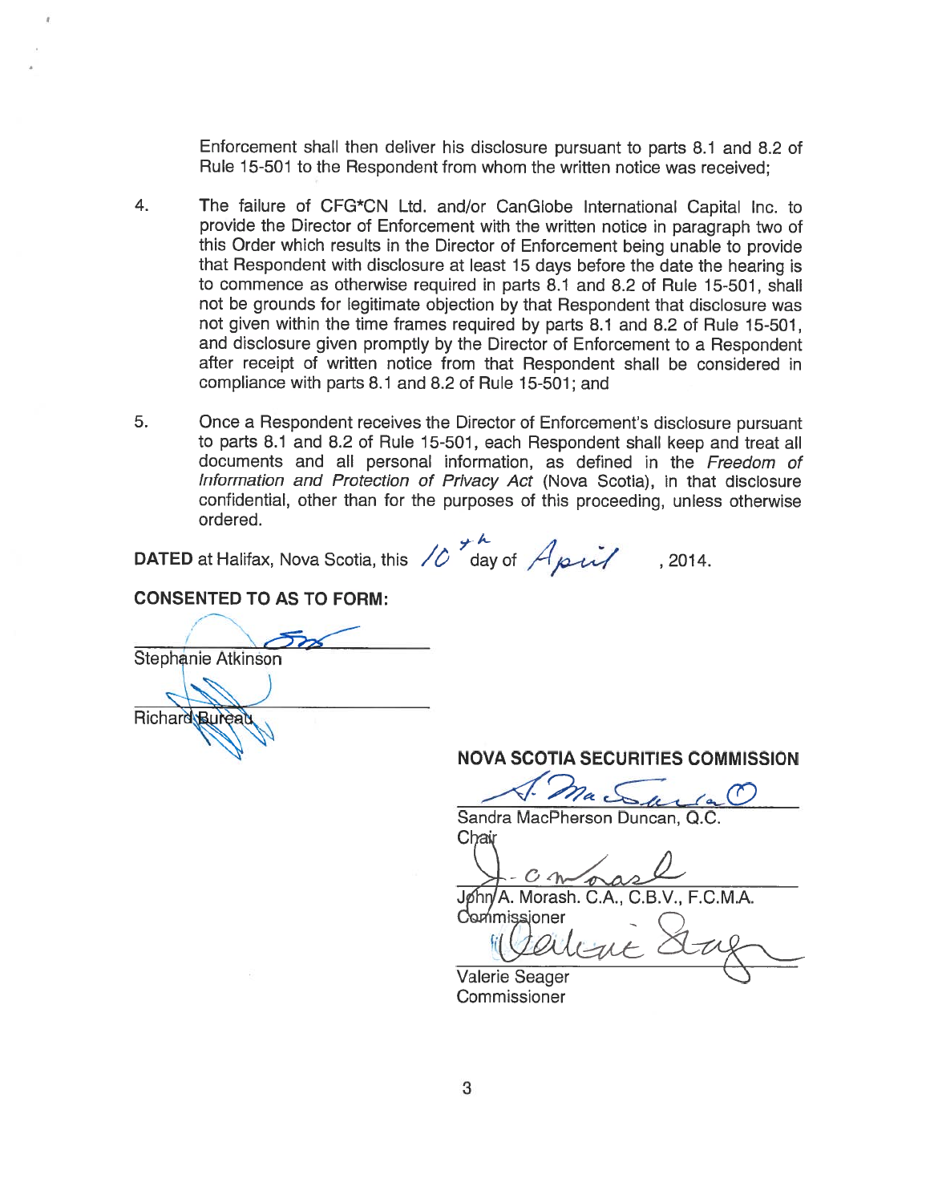Enforcement shall then deliver his disclosure pursuant to parts 8.1 and 8.2 of Rule 15-501 to the Respondent from whom the written notice was received;

4. The failure of CFG*CN Ltd. and/or CanGlobe International Capital Inc. to provide the Director of Enforcement with the written notice in paragraph two of this Order which results in the Director of Enforcement being unable to provide that Respondent with disclosure at least 15 days before the date the hearing is to commence as otherwise required in parts 8.1 and 8.2 of Rule 15-501, shall not be grounds for legitimate objection by that Respondent that disclosure was not given within the time frames required by parts 8.1 and 8.2 of Rule 15-501, and disclosure given promptly by the Director of Enforcement to a Respondent after receipt of written notice from that Respondent shall be considered in compliance with parts 8.1 and 8.2 of Rule 15-501; and

5. Once a Respondent receives the Director of Enforcement's disclosure pursuant to parts 8.1 and 8.2 of Rule 15-501, each Respondent shall keep and treat all documents and all personal information, as defined in the *Freedom of Information and Protection of Privacy Act* (Nova Scotia), in that disclosure confidential, other than for the purposes of this proceeding, unless otherwise ordered.

**DATED** at Halifax, Nova Scotia, this 10th day of April, 2014.

**CONSENTED TO AS TO FORM:**

Stephanie Atkinson

Richard Bureau

**NOVA SCOTIA SECURITIES COMMISSION**

Sandra MacPherson Duncan, Q.C.
Chair

John A. Morash. C.A., C.B.V., F.C.M.A.
Commissioner

Valerie Seager
Commissioner